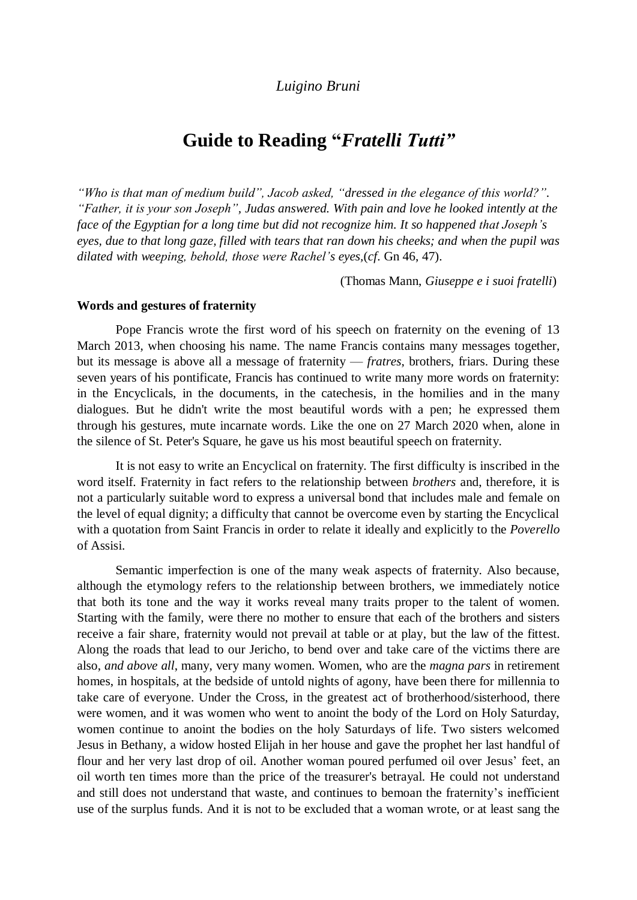*Luigino Bruni*

# Guide to Reading "*Fratelli Tutti*"

*"Who is that man of medium build", Jacob asked, "dressed in the elegance of this world?". "Father, it is your son Joseph", Judas answered. With pain and love he looked intently at the face of the Egyptian for a long time but did not recognize him. It so happened that Joseph's eyes, due to that long gaze, filled with tears that ran down his cheeks; and when the pupil was dilated with weeping, behold, those were Rachel's eyes,*(*cf*. Gn 46, 47).

(Thomas Mann, *Giuseppe e i suoi fratelli*)

**Words and gestures of fraternity**

Pope Francis wrote the first word of his speech on fraternity on the evening of 13 March 2013, when choosing his name. The name Francis contains many messages together, but its message is above all a message of fraternity — *fratres*, brothers, friars. During these seven years of his pontificate, Francis has continued to write many more words on fraternity: in the Encyclicals, in the documents, in the catechesis, in the homilies and in the many dialogues. But he didn't write the most beautiful words with a pen; he expressed them through his gestures, mute incarnate words. Like the one on 27 March 2020 when, alone in the silence of St. Peter's Square, he gave us his most beautiful speech on fraternity.

It is not easy to write an Encyclical on fraternity. The first difficulty is inscribed in the word itself. Fraternity in fact refers to the relationship between *brothers* and, therefore, it is not a particularly suitable word to express a universal bond that includes male and female on the level of equal dignity; a difficulty that cannot be overcome even by starting the Encyclical with a quotation from Saint Francis in order to relate it ideally and explicitly to the *Poverello* of Assisi.

Semantic imperfection is one of the many weak aspects of fraternity. Also because, although the etymology refers to the relationship between brothers, we immediately notice that both its tone and the way it works reveal many traits proper to the talent of women. Starting with the family, were there no mother to ensure that each of the brothers and sisters receive a fair share, fraternity would not prevail at table or at play, but the law of the fittest. Along the roads that lead to our Jericho, to bend over and take care of the victims there are also, *and above all*, many, very many women. Women, who are the *magna pars* in retirement homes, in hospitals, at the bedside of untold nights of agony, have been there for millennia to take care of everyone. Under the Cross, in the greatest act of brotherhood/sisterhood, there were women, and it was women who went to anoint the body of the Lord on Holy Saturday, women continue to anoint the bodies on the holy Saturdays of life. Two sisters welcomed Jesus in Bethany, a widow hosted Elijah in her house and gave the prophet her last handful of flour and her very last drop of oil. Another woman poured perfumed oil over Jesus' feet, an oil worth ten times more than the price of the treasurer's betrayal. He could not understand and still does not understand that waste, and continues to bemoan the fraternity's inefficient use of the surplus funds. And it is not to be excluded that a woman wrote, or at least sang the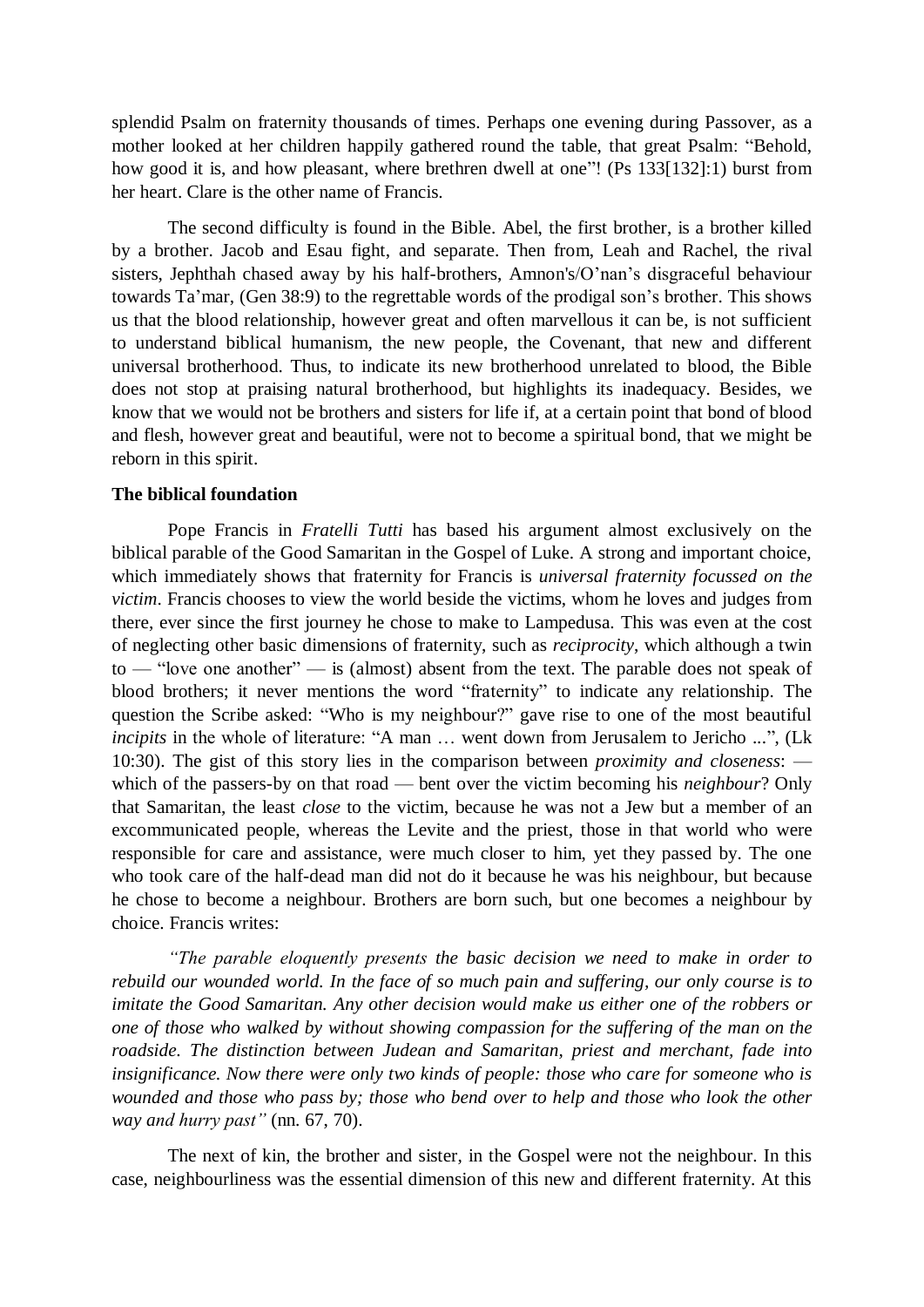splendid Psalm on fraternity thousands of times. Perhaps one evening during Passover, as a mother looked at her children happily gathered round the table, that great Psalm: "Behold, how good it is, and how pleasant, where brethren dwell at one"! (Ps 133[132]:1) burst from her heart. Clare is the other name of Francis.

The second difficulty is found in the Bible. Abel, the first brother, is a brother killed by a brother. Jacob and Esau fight, and separate. Then from, Leah and Rachel, the rival sisters, Jephthah chased away by his half-brothers, Amnon's/O'nan's disgraceful behaviour towards Ta'mar, (Gen 38:9) to the regrettable words of the prodigal son's brother. This shows us that the blood relationship, however great and often marvellous it can be, is not sufficient to understand biblical humanism, the new people, the Covenant, that new and different universal brotherhood. Thus, to indicate its new brotherhood unrelated to blood, the Bible does not stop at praising natural brotherhood, but highlights its inadequacy. Besides, we know that we would not be brothers and sisters for life if, at a certain point that bond of blood and flesh, however great and beautiful, were not to become a spiritual bond, that we might be reborn in this spirit.

**The biblical foundation**

Pope Francis in *Fratelli Tutti* has based his argument almost exclusively on the biblical parable of the Good Samaritan in the Gospel of Luke. A strong and important choice, which immediately shows that fraternity for Francis is *universal fraternity focussed on the victim*. Francis chooses to view the world beside the victims, whom he loves and judges from there, ever since the first journey he chose to make to Lampedusa. This was even at the cost of neglecting other basic dimensions of fraternity, such as *reciprocity*, which although a twin to — "love one another" — is (almost) absent from the text. The parable does not speak of blood brothers; it never mentions the word "fraternity" to indicate any relationship. The question the Scribe asked: "Who is my neighbour?" gave rise to one of the most beautiful *incipits* in the whole of literature: "A man … went down from Jerusalem to Jericho ...", (Lk 10:30). The gist of this story lies in the comparison between *proximity and closeness*: — which of the passers-by on that road — bent over the victim becoming his *neighbour*? Only that Samaritan, the least *close* to the victim, because he was not a Jew but a member of an excommunicated people, whereas the Levite and the priest, those in that world who were responsible for care and assistance, were much closer to him, yet they passed by. The one who took care of the half-dead man did not do it because he was his neighbour, but because he chose to become a neighbour. Brothers are born such, but one becomes a neighbour by choice. Francis writes:

*"The parable eloquently presents the basic decision we need to make in order to rebuild our wounded world. In the face of so much pain and suffering, our only course is to imitate the Good Samaritan. Any other decision would make us either one of the robbers or one of those who walked by without showing compassion for the suffering of the man on the roadside. The distinction between Judean and Samaritan, priest and merchant, fade into insignificance. Now there were only two kinds of people: those who care for someone who is wounded and those who pass by; those who bend over to help and those who look the other way and hurry past"* (nn. 67, 70).

The next of kin, the brother and sister, in the Gospel were not the neighbour. In this case, neighbourliness was the essential dimension of this new and different fraternity. At this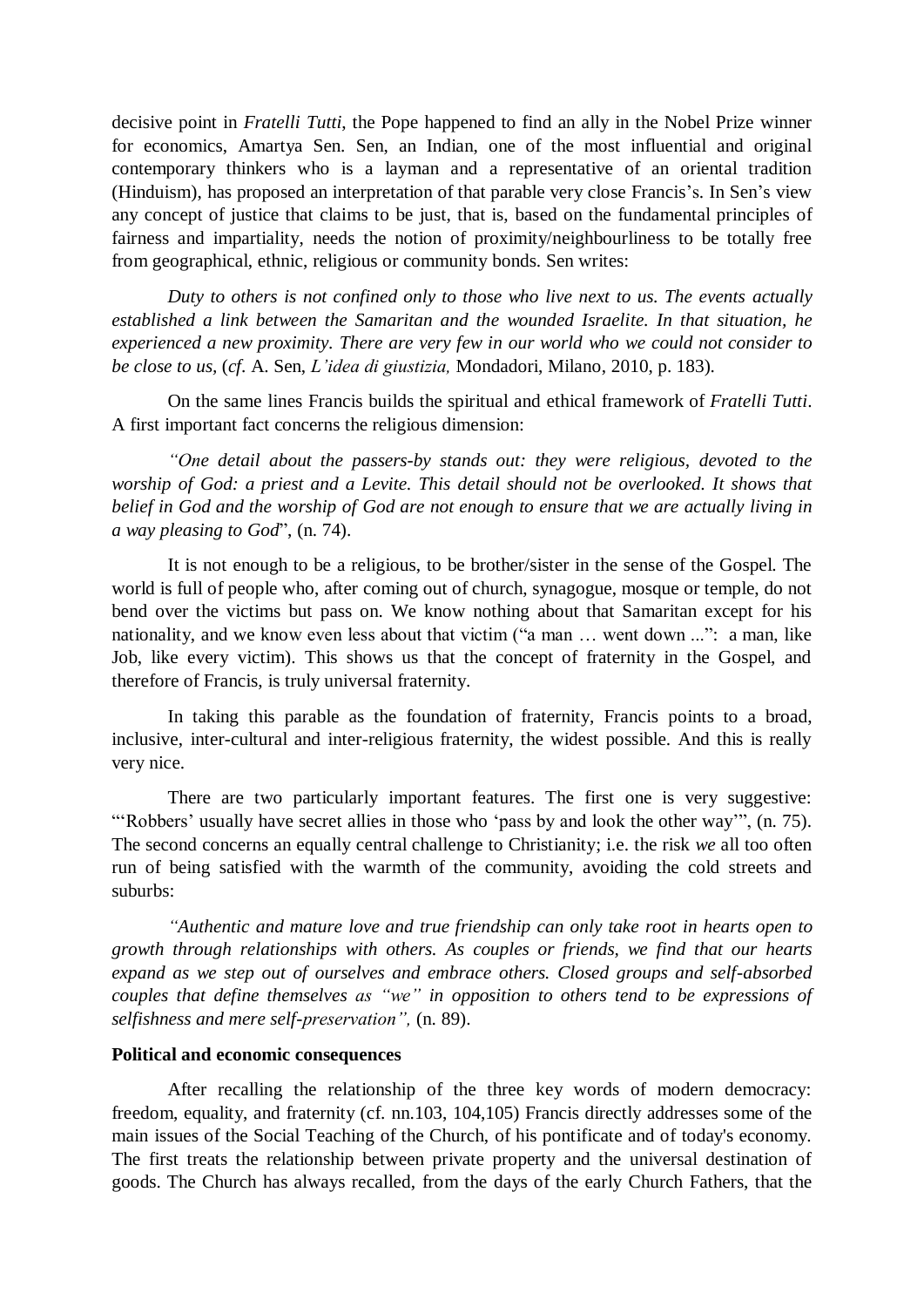decisive point in *Fratelli Tutti*, the Pope happened to find an ally in the Nobel Prize winner for economics, Amartya Sen. Sen, an Indian, one of the most influential and original contemporary thinkers who is a layman and a representative of an oriental tradition (Hinduism), has proposed an interpretation of that parable very close Francis's. In Sen's view any concept of justice that claims to be just, that is, based on the fundamental principles of fairness and impartiality, needs the notion of proximity/neighbourliness to be totally free from geographical, ethnic, religious or community bonds. Sen writes:

*Duty to others is not confined only to those who live next to us. The events actually established a link between the Samaritan and the wounded Israelite. In that situation, he experienced a new proximity. There are very few in our world who we could not consider to be close to us,* (*cf*. A. Sen, *L'idea di giustizia,* Mondadori, Milano, 2010, p. 183).

On the same lines Francis builds the spiritual and ethical framework of *Fratelli Tutti*. A first important fact concerns the religious dimension:

*"One detail about the passers-by stands out: they were religious, devoted to the worship of God: a priest and a Levite. This detail should not be overlooked. It shows that belief in God and the worship of God are not enough to ensure that we are actually living in a way pleasing to God*", (n. 74).

It is not enough to be a religious, to be brother/sister in the sense of the Gospel. The world is full of people who, after coming out of church, synagogue, mosque or temple, do not bend over the victims but pass on. We know nothing about that Samaritan except for his nationality, and we know even less about that victim ("a man … went down ...": a man, like Job, like every victim). This shows us that the concept of fraternity in the Gospel, and therefore of Francis, is truly universal fraternity.

In taking this parable as the foundation of fraternity, Francis points to a broad, inclusive, inter-cultural and inter-religious fraternity, the widest possible. And this is really very nice.

There are two particularly important features. The first one is very suggestive: "'Robbers' usually have secret allies in those who 'pass by and look the other way'", (n. 75). The second concerns an equally central challenge to Christianity; i.e. the risk *we* all too often run of being satisfied with the warmth of the community, avoiding the cold streets and suburbs:

*"Authentic and mature love and true friendship can only take root in hearts open to growth through relationships with others. As couples or friends, we find that our hearts expand as we step out of ourselves and embrace others. Closed groups and self-absorbed couples that define themselves as "we" in opposition to others tend to be expressions of selfishness and mere self-preservation",* (n. 89).

**Political and economic consequences**

After recalling the relationship of the three key words of modern democracy: freedom, equality, and fraternity (cf. nn.103, 104,105) Francis directly addresses some of the main issues of the Social Teaching of the Church, of his pontificate and of today's economy. The first treats the relationship between private property and the universal destination of goods. The Church has always recalled, from the days of the early Church Fathers, that the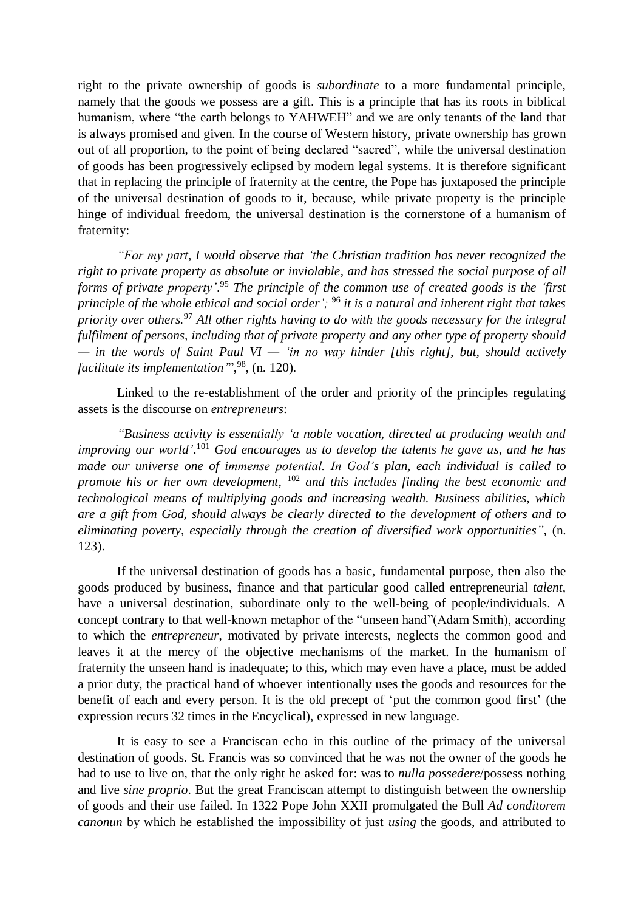right to the private ownership of goods is *subordinate* to a more fundamental principle, namely that the goods we possess are a gift. This is a principle that has its roots in biblical humanism, where "the earth belongs to YAHWEH" and we are only tenants of the land that is always promised and given. In the course of Western history, private ownership has grown out of all proportion, to the point of being declared "sacred", while the universal destination of goods has been progressively eclipsed by modern legal systems. It is therefore significant that in replacing the principle of fraternity at the centre, the Pope has juxtaposed the principle of the universal destination of goods to it, because, while private property is the principle hinge of individual freedom, the universal destination is the cornerstone of a humanism of fraternity:

*"For my part, I would observe that 'the Christian tradition has never recognized the right to private property as absolute or inviolable, and has stressed the social purpose of all forms of private property'.*[95] *The principle of the common use of created goods is the 'first principle of the whole ethical and social order';* [96] *it is a natural and inherent right that takes priority over others.*[97] *All other rights having to do with the goods necessary for the integral fulfilment of persons, including that of private property and any other type of property should — in the words of Saint Paul VI — 'in no way hinder [this right], but, should actively facilitate its implementation'*",[98], (n. 120).

Linked to the re-establishment of the order and priority of the principles regulating assets is the discourse on *entrepreneurs*:

*"Business activity is essentially 'a noble vocation, directed at producing wealth and improving our world'.*[101] *God encourages us to develop the talents he gave us, and he has made our universe one of immense potential. In God's plan, each individual is called to promote his or her own development,* [102] *and this includes finding the best economic and technological means of multiplying goods and increasing wealth. Business abilities, which are a gift from God, should always be clearly directed to the development of others and to eliminating poverty, especially through the creation of diversified work opportunities"*, (n. 123).

If the universal destination of goods has a basic, fundamental purpose, then also the goods produced by business, finance and that particular good called entrepreneurial *talent*, have a universal destination, subordinate only to the well-being of people/individuals. A concept contrary to that well-known metaphor of the "unseen hand"(Adam Smith), according to which the *entrepreneur*, motivated by private interests, neglects the common good and leaves it at the mercy of the objective mechanisms of the market. In the humanism of fraternity the unseen hand is inadequate; to this, which may even have a place, must be added a prior duty, the practical hand of whoever intentionally uses the goods and resources for the benefit of each and every person. It is the old precept of 'put the common good first' (the expression recurs 32 times in the Encyclical), expressed in new language.

It is easy to see a Franciscan echo in this outline of the primacy of the universal destination of goods. St. Francis was so convinced that he was not the owner of the goods he had to use to live on, that the only right he asked for: was to *nulla possedere*/possess nothing and live *sine proprio*. But the great Franciscan attempt to distinguish between the ownership of goods and their use failed. In 1322 Pope John XXII promulgated the Bull *Ad conditorem canonun* by which he established the impossibility of just *using* the goods, and attributed to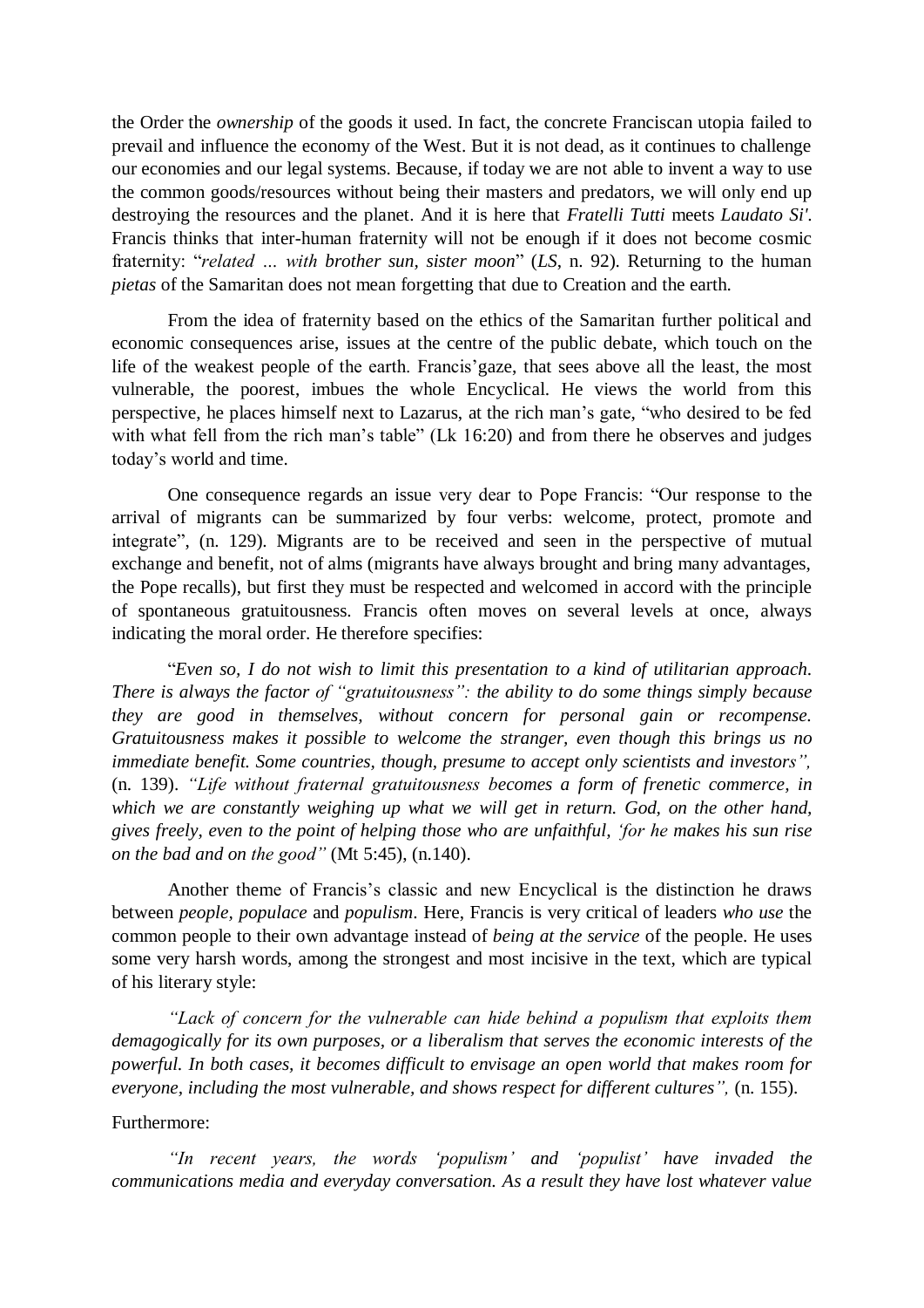the Order the *ownership* of the goods it used. In fact, the concrete Franciscan utopia failed to prevail and influence the economy of the West. But it is not dead, as it continues to challenge our economies and our legal systems. Because, if today we are not able to invent a way to use the common goods/resources without being their masters and predators, we will only end up destroying the resources and the planet. And it is here that *Fratelli Tutti* meets *Laudato Si'*. Francis thinks that inter-human fraternity will not be enough if it does not become cosmic fraternity: "*related … with brother sun, sister moon*" (*LS*, n. 92). Returning to the human *pietas* of the Samaritan does not mean forgetting that due to Creation and the earth.

From the idea of fraternity based on the ethics of the Samaritan further political and economic consequences arise, issues at the centre of the public debate, which touch on the life of the weakest people of the earth. Francis'gaze, that sees above all the least, the most vulnerable, the poorest, imbues the whole Encyclical. He views the world from this perspective, he places himself next to Lazarus, at the rich man's gate, "who desired to be fed with what fell from the rich man's table" (Lk 16:20) and from there he observes and judges today's world and time.

One consequence regards an issue very dear to Pope Francis: "Our response to the arrival of migrants can be summarized by four verbs: welcome, protect, promote and integrate", (n. 129). Migrants are to be received and seen in the perspective of mutual exchange and benefit, not of alms (migrants have always brought and bring many advantages, the Pope recalls), but first they must be respected and welcomed in accord with the principle of spontaneous gratuitousness. Francis often moves on several levels at once, always indicating the moral order. He therefore specifies:

"*Even so, I do not wish to limit this presentation to a kind of utilitarian approach. There is always the factor of "gratuitousness": the ability to do some things simply because they are good in themselves, without concern for personal gain or recompense. Gratuitousness makes it possible to welcome the stranger, even though this brings us no immediate benefit. Some countries, though, presume to accept only scientists and investors",* (n. 139). *"Life without fraternal gratuitousness becomes a form of frenetic commerce, in which we are constantly weighing up what we will get in return. God, on the other hand, gives freely, even to the point of helping those who are unfaithful, 'for he makes his sun rise on the bad and on the good"* (Mt 5:45), (n.140).

Another theme of Francis's classic and new Encyclical is the distinction he draws between *people*, *populace* and *populism*. Here, Francis is very critical of leaders *who use* the common people to their own advantage instead of *being at the service* of the people. He uses some very harsh words, among the strongest and most incisive in the text, which are typical of his literary style:

*"Lack of concern for the vulnerable can hide behind a populism that exploits them demagogically for its own purposes, or a liberalism that serves the economic interests of the powerful. In both cases, it becomes difficult to envisage an open world that makes room for everyone, including the most vulnerable, and shows respect for different cultures",* (n. 155).

Furthermore:

*"In recent years, the words 'populism' and 'populist' have invaded the communications media and everyday conversation. As a result they have lost whatever value*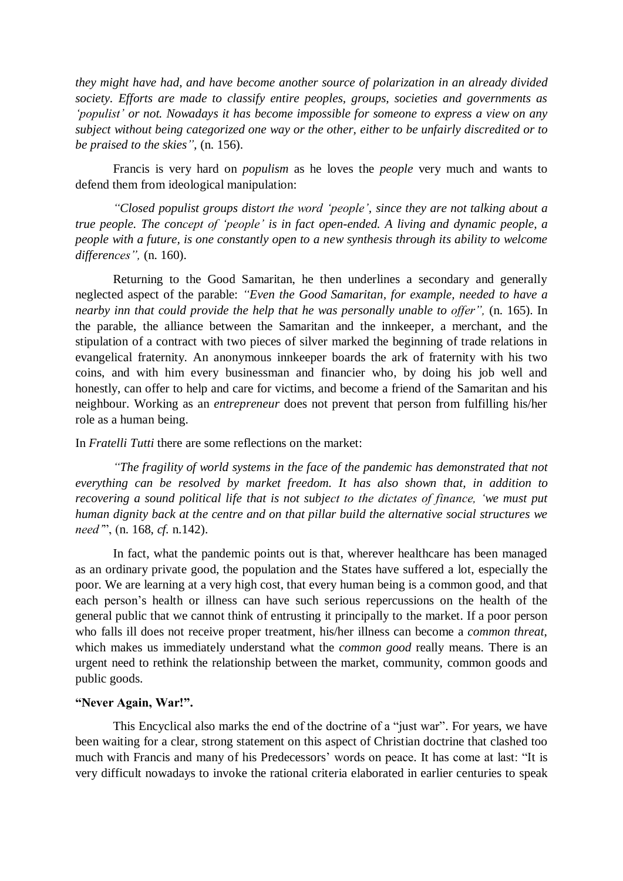*they might have had, and have become another source of polarization in an already divided society. Efforts are made to classify entire peoples, groups, societies and governments as 'populist' or not. Nowadays it has become impossible for someone to express a view on any subject without being categorized one way or the other, either to be unfairly discredited or to be praised to the skies"*, (n. 156).

Francis is very hard on *populism* as he loves the *people* very much and wants to defend them from ideological manipulation:

*"Closed populist groups distort the word 'people', since they are not talking about a true people. The concept of 'people' is in fact open-ended. A living and dynamic people, a people with a future, is one constantly open to a new synthesis through its ability to welcome differences",* (n. 160).

Returning to the Good Samaritan, he then underlines a secondary and generally neglected aspect of the parable: *"Even the Good Samaritan, for example, needed to have a nearby inn that could provide the help that he was personally unable to offer",* (n. 165). In the parable, the alliance between the Samaritan and the innkeeper, a merchant, and the stipulation of a contract with two pieces of silver marked the beginning of trade relations in evangelical fraternity. An anonymous innkeeper boards the ark of fraternity with his two coins, and with him every businessman and financier who, by doing his job well and honestly, can offer to help and care for victims, and become a friend of the Samaritan and his neighbour. Working as an *entrepreneur* does not prevent that person from fulfilling his/her role as a human being.

In *Fratelli Tutti* there are some reflections on the market:

*"The fragility of world systems in the face of the pandemic has demonstrated that not everything can be resolved by market freedom. It has also shown that, in addition to recovering a sound political life that is not subject to the dictates of finance, 'we must put human dignity back at the centre and on that pillar build the alternative social structures we need'*", (n. 168, *cf.* n.142).

In fact, what the pandemic points out is that, wherever healthcare has been managed as an ordinary private good, the population and the States have suffered a lot, especially the poor. We are learning at a very high cost, that every human being is a common good, and that each person's health or illness can have such serious repercussions on the health of the general public that we cannot think of entrusting it principally to the market. If a poor person who falls ill does not receive proper treatment, his/her illness can become a *common threat*, which makes us immediately understand what the *common good* really means. There is an urgent need to rethink the relationship between the market, community, common goods and public goods.

**"Never Again, War!".**

This Encyclical also marks the end of the doctrine of a "just war". For years, we have been waiting for a clear, strong statement on this aspect of Christian doctrine that clashed too much with Francis and many of his Predecessors' words on peace. It has come at last: "It is very difficult nowadays to invoke the rational criteria elaborated in earlier centuries to speak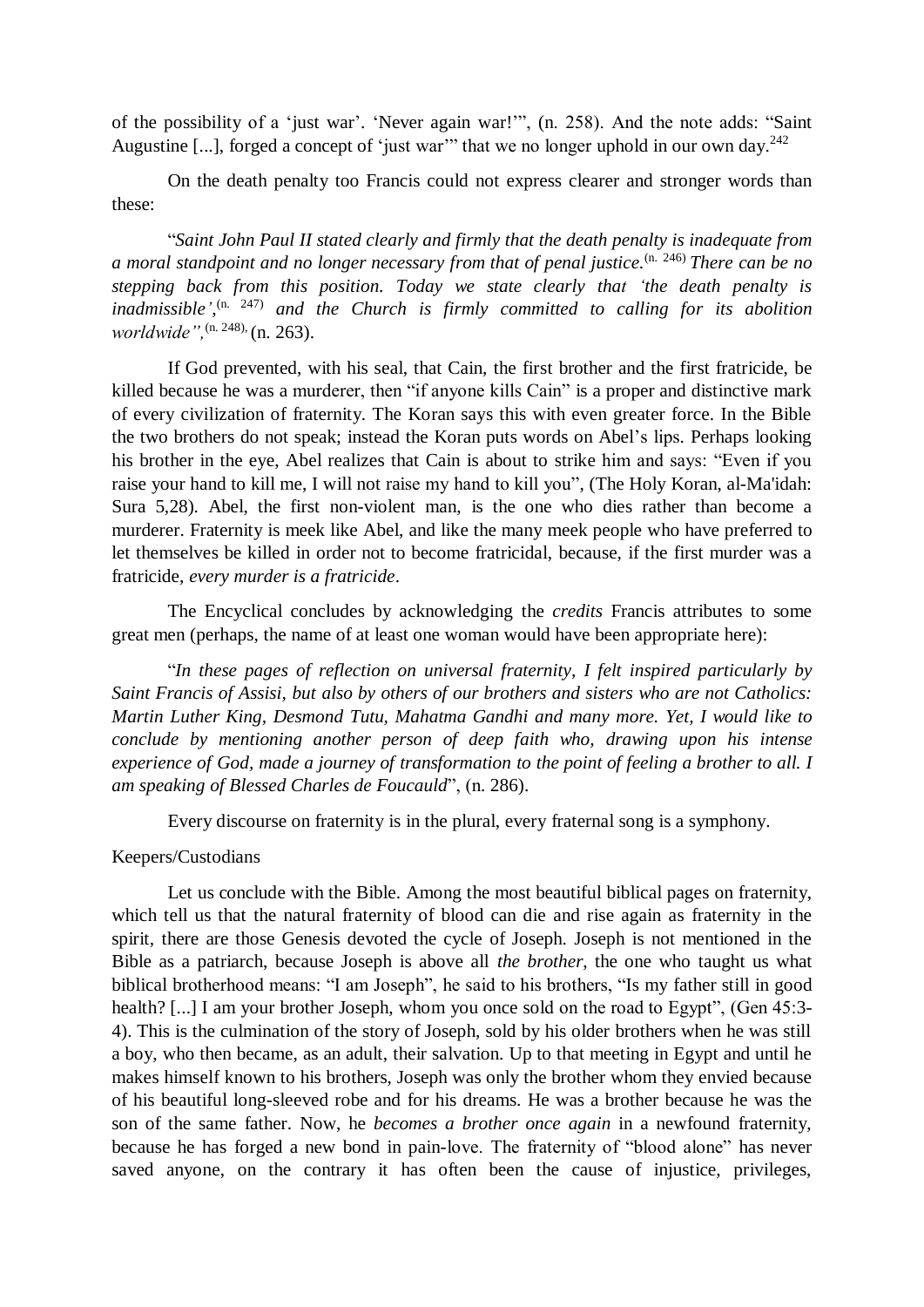of the possibility of a 'just war'. 'Never again war!'", (n. 258). And the note adds: "Saint Augustine [...], forged a concept of 'just war'" that we no longer uphold in our own day.[242]

On the death penalty too Francis could not express clearer and stronger words than these:

"*Saint John Paul II stated clearly and firmly that the death penalty is inadequate from a moral standpoint and no longer necessary from that of penal justice.*[(n. 246)] *There can be no stepping back from this position. Today we state clearly that 'the death penalty is inadmissible',*[(n. 247)] *and the Church is firmly committed to calling for its abolition worldwide",*[(n. 248)], (n. 263).

If God prevented, with his seal, that Cain, the first brother and the first fratricide, be killed because he was a murderer, then "if anyone kills Cain" is a proper and distinctive mark of every civilization of fraternity. The Koran says this with even greater force. In the Bible the two brothers do not speak; instead the Koran puts words on Abel's lips. Perhaps looking his brother in the eye, Abel realizes that Cain is about to strike him and says: "Even if you raise your hand to kill me, I will not raise my hand to kill you", (The Holy Koran, al-Ma'idah: Sura 5,28). Abel, the first non-violent man, is the one who dies rather than become a murderer. Fraternity is meek like Abel, and like the many meek people who have preferred to let themselves be killed in order not to become fratricidal, because, if the first murder was a fratricide, *every murder is a fratricide*.

The Encyclical concludes by acknowledging the *credits* Francis attributes to some great men (perhaps, the name of at least one woman would have been appropriate here):

"*In these pages of reflection on universal fraternity, I felt inspired particularly by Saint Francis of Assisi, but also by others of our brothers and sisters who are not Catholics: Martin Luther King, Desmond Tutu, Mahatma Gandhi and many more. Yet, I would like to conclude by mentioning another person of deep faith who, drawing upon his intense experience of God, made a journey of transformation to the point of feeling a brother to all. I am speaking of Blessed Charles de Foucauld*", (n. 286).

Every discourse on fraternity is in the plural, every fraternal song is a symphony.

Keepers/Custodians

Let us conclude with the Bible. Among the most beautiful biblical pages on fraternity, which tell us that the natural fraternity of blood can die and rise again as fraternity in the spirit, there are those Genesis devoted the cycle of Joseph. Joseph is not mentioned in the Bible as a patriarch, because Joseph is above all *the brother*, the one who taught us what biblical brotherhood means: "I am Joseph", he said to his brothers, "Is my father still in good health? [...] I am your brother Joseph, whom you once sold on the road to Egypt", (Gen 45:3-4). This is the culmination of the story of Joseph, sold by his older brothers when he was still a boy, who then became, as an adult, their salvation. Up to that meeting in Egypt and until he makes himself known to his brothers, Joseph was only the brother whom they envied because of his beautiful long-sleeved robe and for his dreams. He was a brother because he was the son of the same father. Now, he *becomes a brother once again* in a newfound fraternity, because he has forged a new bond in pain-love. The fraternity of "blood alone" has never saved anyone, on the contrary it has often been the cause of injustice, privileges,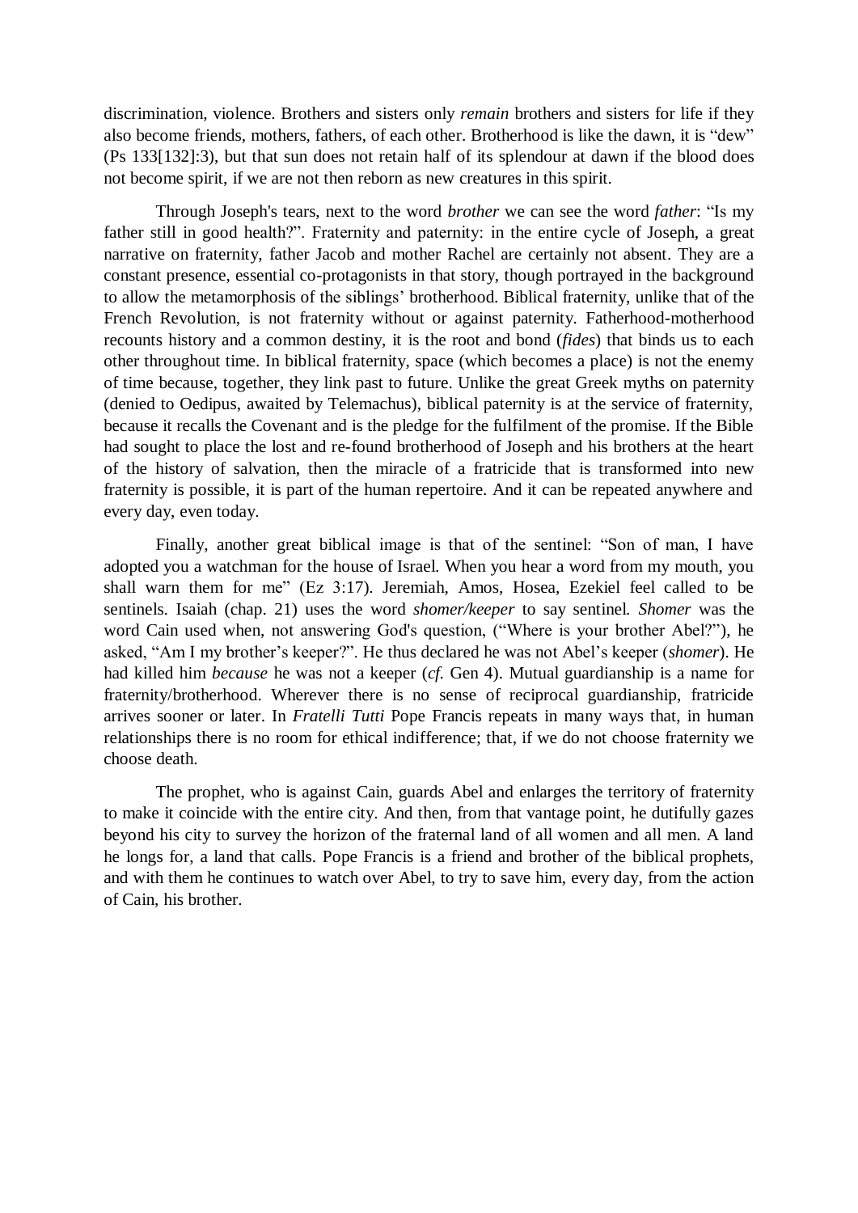discrimination, violence. Brothers and sisters only *remain* brothers and sisters for life if they also become friends, mothers, fathers, of each other. Brotherhood is like the dawn, it is "dew" (Ps 133[132]:3), but that sun does not retain half of its splendour at dawn if the blood does not become spirit, if we are not then reborn as new creatures in this spirit.

Through Joseph's tears, next to the word *brother* we can see the word *father*: "Is my father still in good health?". Fraternity and paternity: in the entire cycle of Joseph, a great narrative on fraternity, father Jacob and mother Rachel are certainly not absent. They are a constant presence, essential co-protagonists in that story, though portrayed in the background to allow the metamorphosis of the siblings' brotherhood. Biblical fraternity, unlike that of the French Revolution, is not fraternity without or against paternity. Fatherhood-motherhood recounts history and a common destiny, it is the root and bond (*fides*) that binds us to each other throughout time. In biblical fraternity, space (which becomes a place) is not the enemy of time because, together, they link past to future. Unlike the great Greek myths on paternity (denied to Oedipus, awaited by Telemachus), biblical paternity is at the service of fraternity, because it recalls the Covenant and is the pledge for the fulfilment of the promise. If the Bible had sought to place the lost and re-found brotherhood of Joseph and his brothers at the heart of the history of salvation, then the miracle of a fratricide that is transformed into new fraternity is possible, it is part of the human repertoire. And it can be repeated anywhere and every day, even today.

Finally, another great biblical image is that of the sentinel: "Son of man, I have adopted you a watchman for the house of Israel. When you hear a word from my mouth, you shall warn them for me" (Ez 3:17). Jeremiah, Amos, Hosea, Ezekiel feel called to be sentinels. Isaiah (chap. 21) uses the word *shomer/keeper* to say sentinel. *Shomer* was the word Cain used when, not answering God's question, ("Where is your brother Abel?"), he asked, "Am I my brother's keeper?". He thus declared he was not Abel's keeper (*shomer*). He had killed him *because* he was not a keeper (*cf.* Gen 4). Mutual guardianship is a name for fraternity/brotherhood. Wherever there is no sense of reciprocal guardianship, fratricide arrives sooner or later. In *Fratelli Tutti* Pope Francis repeats in many ways that, in human relationships there is no room for ethical indifference; that, if we do not choose fraternity we choose death.

The prophet, who is against Cain, guards Abel and enlarges the territory of fraternity to make it coincide with the entire city. And then, from that vantage point, he dutifully gazes beyond his city to survey the horizon of the fraternal land of all women and all men. A land he longs for, a land that calls. Pope Francis is a friend and brother of the biblical prophets, and with them he continues to watch over Abel, to try to save him, every day, from the action of Cain, his brother.